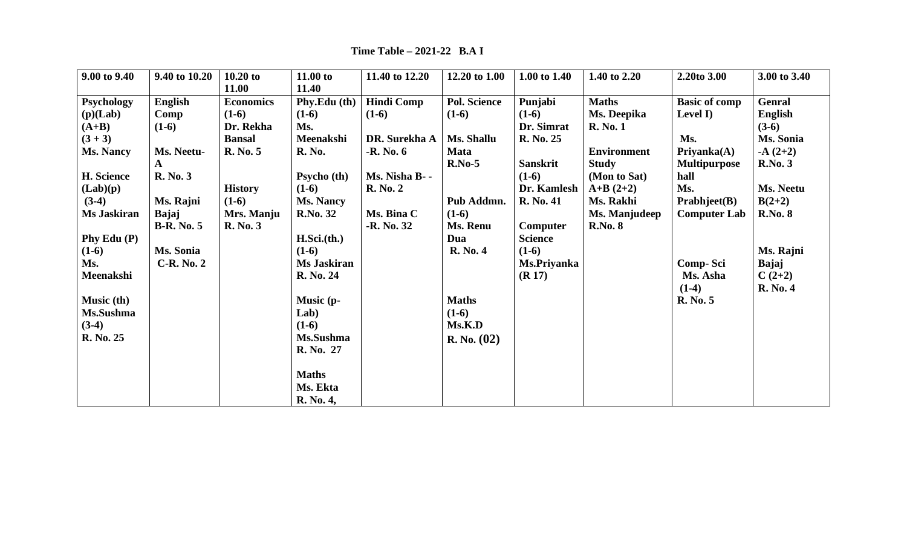**Time Table – 2021-22 B.A I**

| 9.00 to 9.40 | 9.40 to 10.20 | 10.20 to 11.00 | 11.00 to 11.40 | 11.40 to 12.20 | 12.20 to 1.00 | 1.00 to 1.40 | 1.40 to 2.20 | 2.20to 3.00 | 3.00 to 3.40 |
|---|---|---|---|---|---|---|---|---|---|
| Psychology (p)(Lab) (A+B) (3 + 3) Ms. Nancy<br><br>H. Science (Lab)(p) (3-4) Ms Jaskiran<br><br>Phy Edu (P) (1-6) Ms. Meenakshi<br><br>Music (th) Ms.Sushma (3-4) R. No. 25 | English Comp (1-6)<br><br>Ms. Neetu-A R. No. 3<br><br>Ms. Rajni Bajaj B-R. No. 5<br><br>Ms. Sonia C-R. No. 2 | Economics (1-6) Dr. Rekha Bansal R. No. 5<br><br>History (1-6) Mrs. Manju R. No. 3 | Phy.Edu (th) (1-6) Ms. Meenakshi R. No.<br><br>Psycho (th) (1-6) Ms. Nancy R.No. 32<br><br>H.Sci.(th.) (1-6) Ms Jaskiran R. No. 24<br><br>Music (p-Lab) (1-6) Ms.Sushma R. No. 27<br><br>Maths Ms. Ekta R. No. 4, | Hindi Comp (1-6)<br><br>DR. Surekha A -R. No. 6<br><br>Ms. Nisha B- - R. No. 2<br><br>Ms. Bina C -R. No. 32 | Pol. Science (1-6)<br><br>Ms. Shallu Mata R.No-5<br><br>Pub Addmn. (1-6) Ms. Renu Dua R. No. 4<br><br>Maths (1-6) Ms.K.D R. No. (02) | Punjabi (1-6) Dr. Simrat R. No. 25<br><br>Sanskrit (1-6) Dr. Kamlesh R. No. 41<br><br>Computer Science (1-6) Ms.Priyanka (R 17) | Maths Ms. Deepika R. No. 1<br><br>Environment Study (Mon to Sat) A+B (2+2) Ms. Rakhi Ms. Manjudeep R.No. 8 | Basic of comp Level I)<br><br>Ms. Priyanka(A) Multipurpose hall Ms. Prabhjeet(B) Computer Lab<br><br>Comp- Sci Ms. Asha (1-4) R. No. 5 | Genral English (3-6) Ms. Sonia -A (2+2) R.No. 3<br><br>Ms. Neetu B(2+2) R.No. 8<br><br>Ms. Rajni Bajaj C (2+2) R. No. 4 |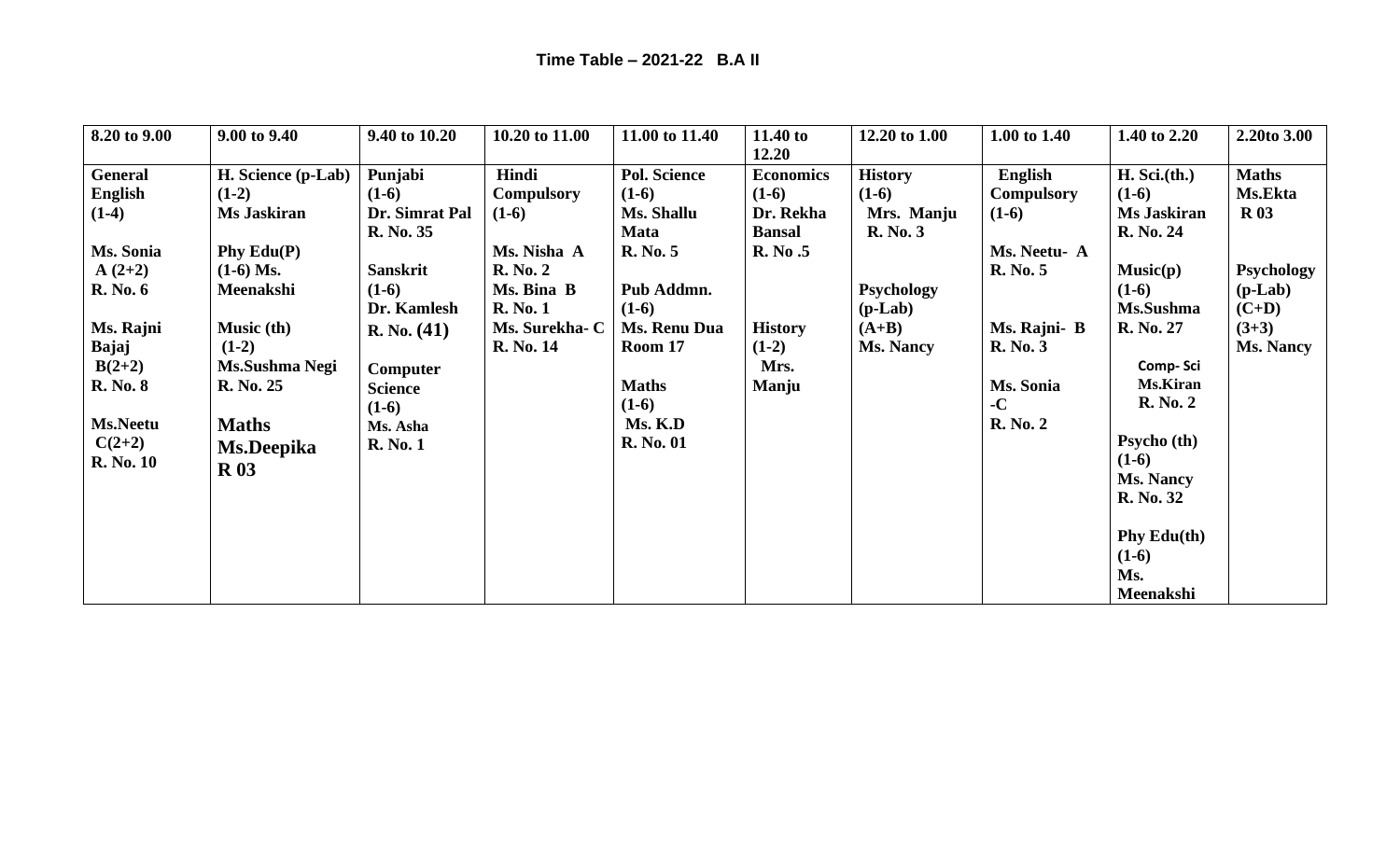**Time Table – 2021-22 B.A II**

| 8.20 to 9.00 | 9.00 to 9.40 | 9.40 to 10.20 | 10.20 to 11.00 | 11.00 to 11.40 | 11.40 to 12.20 | 12.20 to 1.00 | 1.00 to 1.40 | 1.40 to 2.20 | 2.20to 3.00 |
|---|---|---|---|---|---|---|---|---|---|
| **General English (1-4)**<br><br>**Ms. Sonia A (2+2) R. No. 6**<br><br>**Ms. Rajni Bajaj B(2+2) R. No. 8**<br><br>**Ms.Neetu C(2+2) R. No. 10** | **H. Science (p-Lab) (1-2) Ms Jaskiran**<br><br>**Phy Edu(P) (1-6) Ms. Meenakshi**<br><br>**Music (th) (1-2) Ms.Sushma Negi R. No. 25**<br><br>**Maths Ms.Deepika R 03** | **Punjabi (1-6) Dr. Simrat Pal R. No. 35**<br><br>**Sanskrit (1-6) Dr. Kamlesh R. No. (41)**<br><br>**Computer Science (1-6) Ms. Asha R. No. 1** | **Hindi Compulsory (1-6)**<br><br>**Ms. Nisha A R. No. 2 Ms. Bina B R. No. 1 Ms. Surekha- C R. No. 14** | **Pol. Science (1-6) Ms. Shallu Mata R. No. 5**<br><br>**Pub Addmn. (1-6) Ms. Renu Dua Room 17**<br><br>**Maths (1-6) Ms. K.D R. No. 01** | **Economics (1-6) Dr. Rekha Bansal R. No .5**<br><br>**History (1-2) Mrs. Manju** | **History (1-6) Mrs. Manju R. No. 3**<br><br>**Psychology (p-Lab) (A+B) Ms. Nancy** | **English Compulsory (1-6)**<br><br>**Ms. Neetu- A R. No. 5**<br><br>**Ms. Rajni- B R. No. 3**<br><br>**Ms. Sonia -C R. No. 2** | **H. Sci.(th.) (1-6) Ms Jaskiran R. No. 24**<br><br>**Music(p) (1-6) Ms.Sushma R. No. 27**<br><br>**Comp- Sci Ms.Kiran R. No. 2**<br><br>**Psycho (th) (1-6) Ms. Nancy R. No. 32**<br><br>**Phy Edu(th) (1-6) Ms. Meenakshi** | **Maths Ms.Ekta R 03**<br><br>**Psychology (p-Lab) (C+D) (3+3) Ms. Nancy** |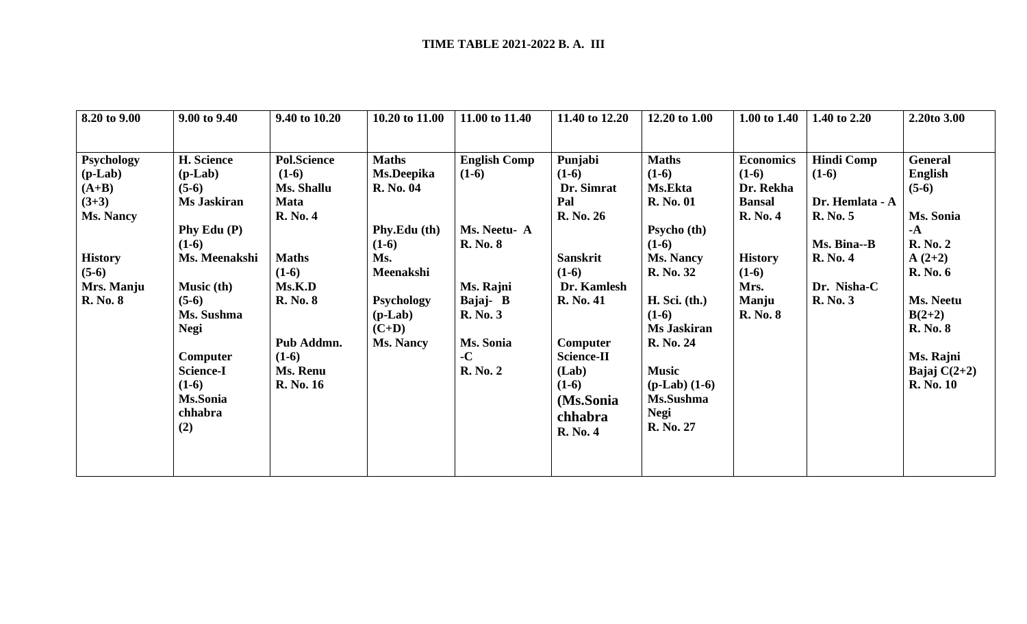**TIME TABLE 2021-2022 B. A. III**

| 8.20 to 9.00 | 9.00 to 9.40 | 9.40 to 10.20 | 10.20 to 11.00 | 11.00 to 11.40 | 11.40 to 12.20 | 12.20 to 1.00 | 1.00 to 1.40 | 1.40 to 2.20 | 2.20to 3.00 |
|---|---|---|---|---|---|---|---|---|---|
| **Psychology (p-Lab) (A+B) (3+3) Ms. Nancy**<br><br>**History (5-6) Mrs. Manju R. No. 8** | **H. Science (p-Lab) (5-6) Ms Jaskiran**<br><br>**Phy Edu (P) (1-6) Ms. Meenakshi**<br><br>**Music (th) (5-6) Ms. Sushma Negi**<br><br>**Computer Science-I (1-6) Ms.Sonia chhabra (2)** | **Pol.Science (1-6) Ms. Shallu Mata R. No. 4**<br><br>**Maths (1-6) Ms.K.D R. No. 8**<br><br>**Pub Addmn. (1-6) Ms. Renu R. No. 16** | **Maths Ms.Deepika R. No. 04**<br><br>**Phy.Edu (th) (1-6) Ms. Meenakshi**<br><br>**Psychology (p-Lab) (C+D) Ms. Nancy** | **English Comp (1-6)**<br><br>**Ms. Neetu- A R. No. 8**<br><br>**Ms. Rajni Bajaj- B R. No. 3**<br><br>**Ms. Sonia -C R. No. 2** | **Punjabi (1-6) Dr. Simrat Pal R. No. 26**<br><br>**Sanskrit (1-6) Dr. Kamlesh R. No. 41**<br><br>**Computer Science-II (Lab) (1-6) (Ms.Sonia chhabra R. No. 4** | **Maths (1-6) Ms.Ekta R. No. 01**<br><br>**Psycho (th) (1-6) Ms. Nancy R. No. 32**<br><br>**H. Sci. (th.) (1-6) Ms Jaskiran R. No. 24**<br><br>**Music (p-Lab) (1-6) Ms.Sushma Negi R. No. 27** | **Economics (1-6) Dr. Rekha Bansal R. No. 4**<br><br>**History (1-6) Mrs. Manju R. No. 8** | **Hindi Comp (1-6)**<br><br>**Dr. Hemlata - A R. No. 5**<br><br>**Ms. Bina--B R. No. 4**<br><br>**Dr. Nisha-C R. No. 3** | **General English (5-6)**<br><br>**Ms. Sonia -A R. No. 2 A (2+2) R. No. 6**<br><br>**Ms. Neetu B(2+2) R. No. 8**<br><br>**Ms. Rajni Bajaj C(2+2) R. No. 10** |